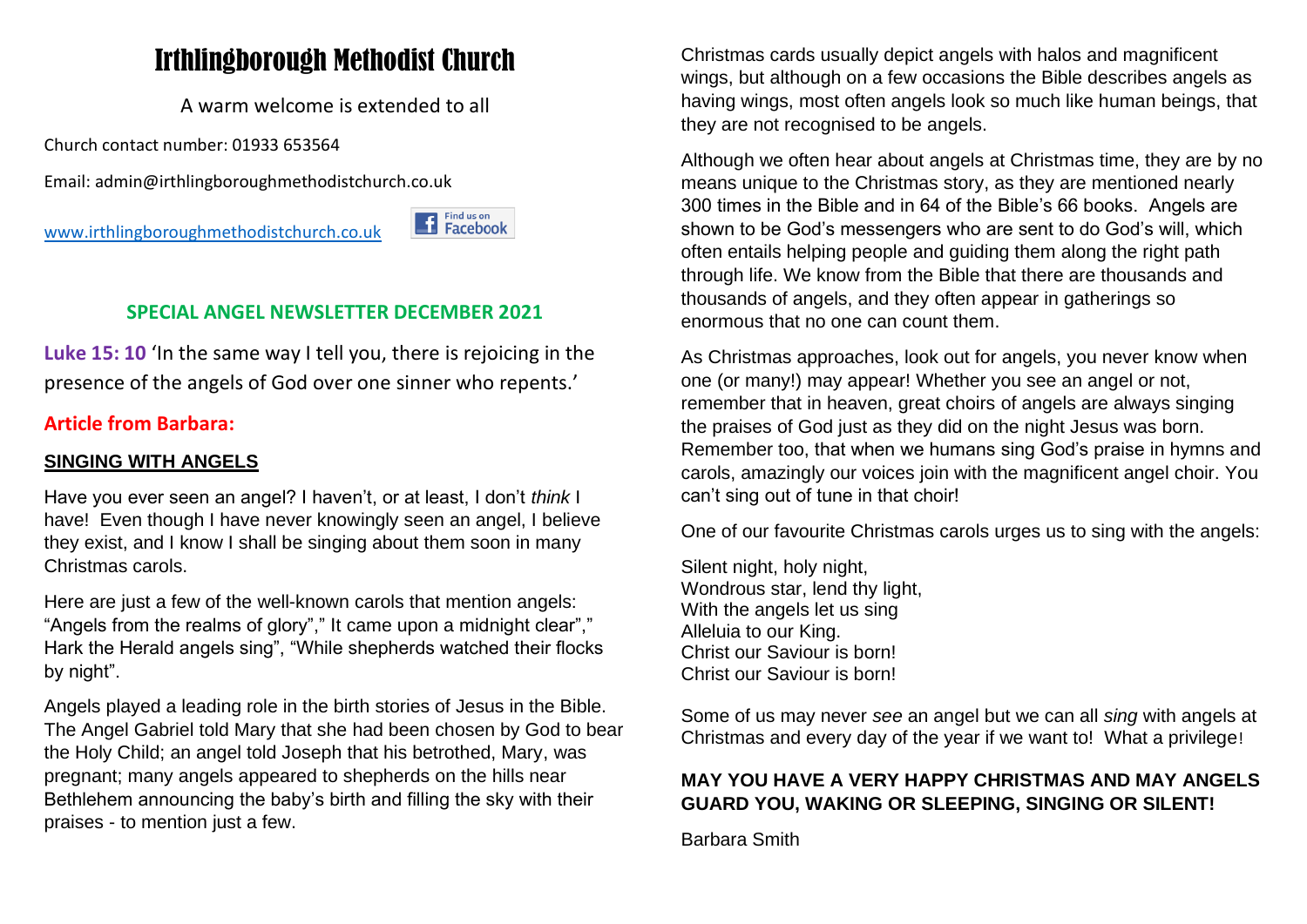# Irthlingborough Methodist Church

A warm welcome is extended to all

Church contact number: 01933 653564

Email: admin@irthlingboroughmethodistchurch.co.uk

www.irthlingboroughmethodistchurch.co.uk

Find us on Facebook

## SPECIAL ANGEL NEWSLETTER DECEMBER 2021

**Luke 15: 10** 'In the same way I tell you, there is rejoicing in the presence of the angels of God over one sinner who repents.'

### Article from Barbara:

**SINGING WITH ANGELS**

Have you ever seen an angel? I haven't, or at least, I don't *think* I have! Even though I have never knowingly seen an angel, I believe they exist, and I know I shall be singing about them soon in many Christmas carols.

Here are just a few of the well-known carols that mention angels: "Angels from the realms of glory"," It came upon a midnight clear"," Hark the Herald angels sing", "While shepherds watched their flocks by night".

Angels played a leading role in the birth stories of Jesus in the Bible. The Angel Gabriel told Mary that she had been chosen by God to bear the Holy Child; an angel told Joseph that his betrothed, Mary, was pregnant; many angels appeared to shepherds on the hills near Bethlehem announcing the baby's birth and filling the sky with their praises - to mention just a few.

Christmas cards usually depict angels with halos and magnificent wings, but although on a few occasions the Bible describes angels as having wings, most often angels look so much like human beings, that they are not recognised to be angels.

Although we often hear about angels at Christmas time, they are by no means unique to the Christmas story, as they are mentioned nearly 300 times in the Bible and in 64 of the Bible's 66 books. Angels are shown to be God's messengers who are sent to do God's will, which often entails helping people and guiding them along the right path through life. We know from the Bible that there are thousands and thousands of angels, and they often appear in gatherings so enormous that no one can count them.

As Christmas approaches, look out for angels, you never know when one (or many!) may appear! Whether you see an angel or not, remember that in heaven, great choirs of angels are always singing the praises of God just as they did on the night Jesus was born. Remember too, that when we humans sing God's praise in hymns and carols, amazingly our voices join with the magnificent angel choir. You can't sing out of tune in that choir!

One of our favourite Christmas carols urges us to sing with the angels:

Silent night, holy night,  
Wondrous star, lend thy light,  
With the angels let us sing  
Alleluia to our King.  
Christ our Saviour is born!  
Christ our Saviour is born!

Some of us may never *see* an angel but we can all *sing* with angels at Christmas and every day of the year if we want to! What a privilege!

**MAY YOU HAVE A VERY HAPPY CHRISTMAS AND MAY ANGELS GUARD YOU, WAKING OR SLEEPING, SINGING OR SILENT!**

Barbara Smith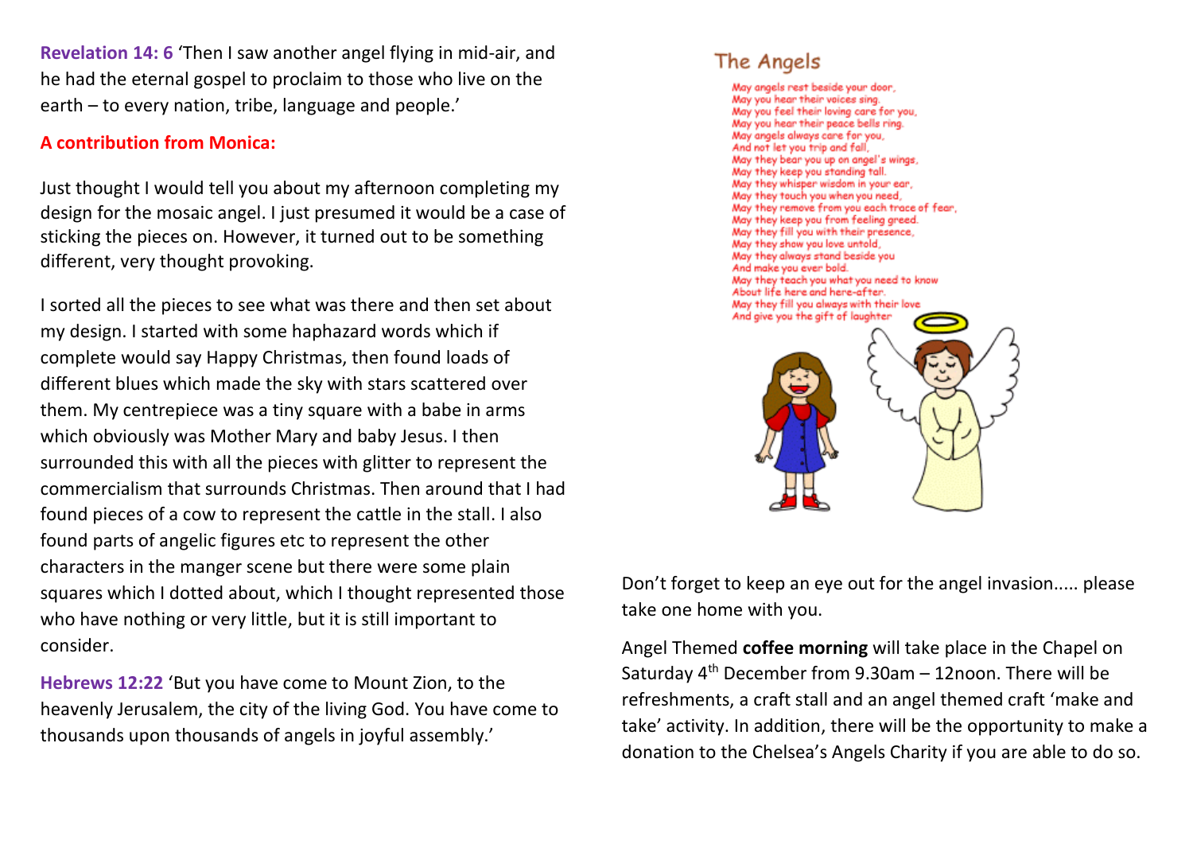**Revelation 14: 6** 'Then I saw another angel flying in mid-air, and he had the eternal gospel to proclaim to those who live on the earth – to every nation, tribe, language and people.'

**A contribution from Monica:**

Just thought I would tell you about my afternoon completing my design for the mosaic angel. I just presumed it would be a case of sticking the pieces on. However, it turned out to be something different, very thought provoking.

I sorted all the pieces to see what was there and then set about my design. I started with some haphazard words which if complete would say Happy Christmas, then found loads of different blues which made the sky with stars scattered over them. My centrepiece was a tiny square with a babe in arms which obviously was Mother Mary and baby Jesus. I then surrounded this with all the pieces with glitter to represent the commercialism that surrounds Christmas. Then around that I had found pieces of a cow to represent the cattle in the stall. I also found parts of angelic figures etc to represent the other characters in the manger scene but there were some plain squares which I dotted about, which I thought represented those who have nothing or very little, but it is still important to consider.

**Hebrews 12:22** 'But you have come to Mount Zion, to the heavenly Jerusalem, the city of the living God. You have come to thousands upon thousands of angels in joyful assembly.'

## The Angels

May angels rest beside your door,
May you hear their voices sing.
May you feel their loving care for you,
May you hear their peace bells ring.
May angels always care for you,
And not let you trip and fall,
May they bear you up on angel's wings,
May they keep you standing tall.
May they whisper wisdom in your ear,
May they touch you when you need,
May they remove from you each trace of fear,
May they keep you from feeling greed.
May they fill you with their presence,
May they show you love untold,
May they always stand beside you
And make you ever bold.
May they teach you what you need to know
About life here and here-after.
May they fill you always with their love
And give you the gift of laughter

Don't forget to keep an eye out for the angel invasion..... please take one home with you.

Angel Themed **coffee morning** will take place in the Chapel on Saturday 4th December from 9.30am – 12noon. There will be refreshments, a craft stall and an angel themed craft 'make and take' activity. In addition, there will be the opportunity to make a donation to the Chelsea's Angels Charity if you are able to do so.